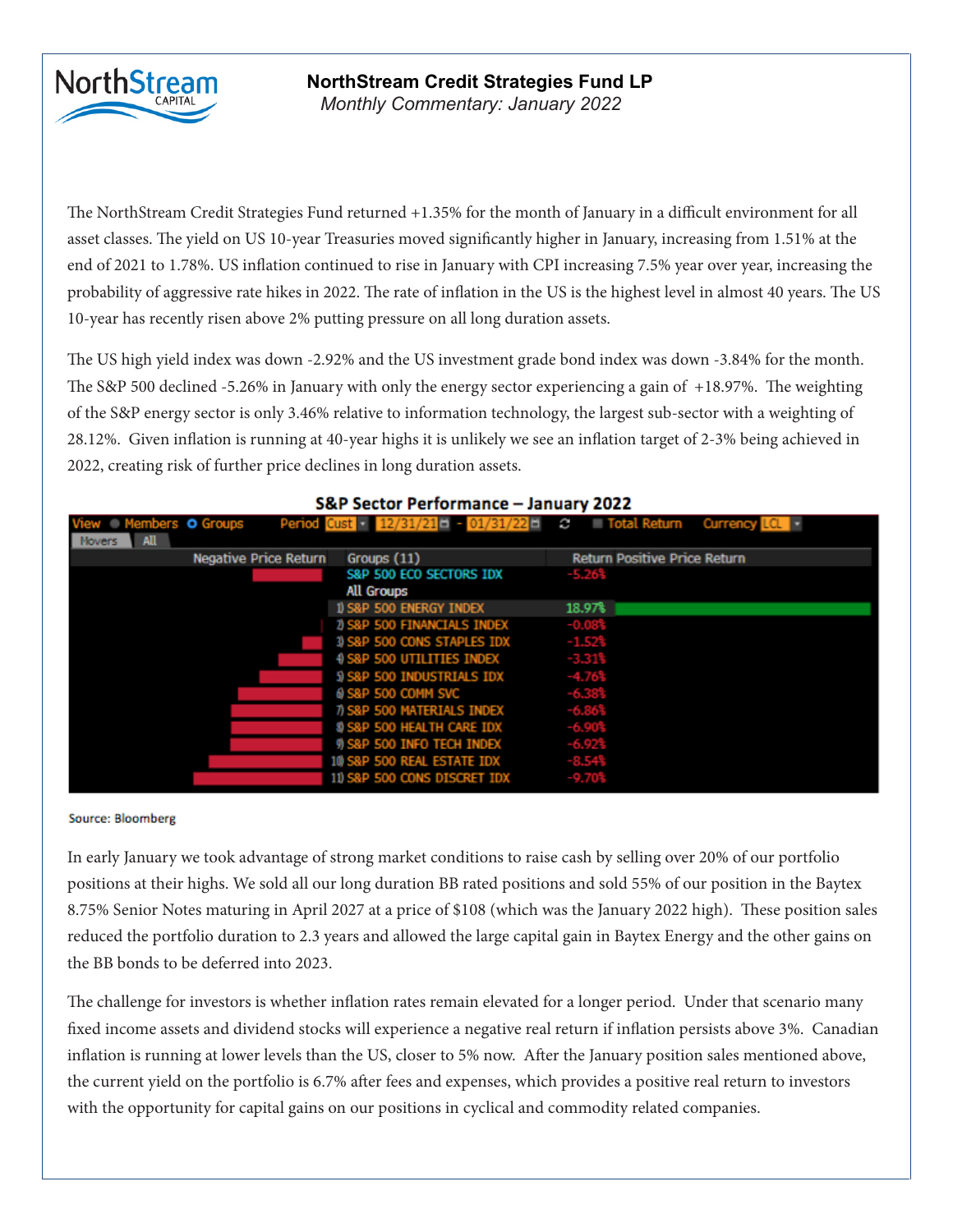# NorthStream Credit Strategies Fund LP

*Monthly Commentary: January 2022*

The NorthStream Credit Strategies Fund returned +1.35% for the month of January in a difficult environment for all asset classes. The yield on US 10-year Treasuries moved significantly higher in January, increasing from 1.51% at the end of 2021 to 1.78%. US inflation continued to rise in January with CPI increasing 7.5% year over year, increasing the probability of aggressive rate hikes in 2022. The rate of inflation in the US is the highest level in almost 40 years. The US 10-year has recently risen above 2% putting pressure on all long duration assets.

The US high yield index was down -2.92% and the US investment grade bond index was down -3.84% for the month. The S&P 500 declined -5.26% in January with only the energy sector experiencing a gain of +18.97%. The weighting of the S&P energy sector is only 3.46% relative to information technology, the largest sub-sector with a weighting of 28.12%. Given inflation is running at 40-year highs it is unlikely we see an inflation target of 2-3% being achieved in 2022, creating risk of further price declines in long duration assets.

**S&P Sector Performance – January 2022**

| Groups (11) | Return |
|---|---|
| S&P 500 ECO SECTORS IDX | -5.26% |
| **All Groups** | |
| 1) S&P 500 ENERGY INDEX | 18.97% |
| 2) S&P 500 FINANCIALS INDEX | -0.08% |
| 3) S&P 500 CONS STAPLES IDX | -1.52% |
| 4) S&P 500 UTILITIES INDEX | -3.31% |
| 5) S&P 500 INDUSTRIALS IDX | -4.76% |
| 6) S&P 500 COMM SVC | -6.38% |
| 7) S&P 500 MATERIALS INDEX | -6.86% |
| 8) S&P 500 HEALTH CARE IDX | -6.90% |
| 9) S&P 500 INFO TECH INDEX | -6.92% |
| 10) S&P 500 REAL ESTATE IDX | -8.54% |
| 11) S&P 500 CONS DISCRET IDX | -9.70% |

Source: Bloomberg

In early January we took advantage of strong market conditions to raise cash by selling over 20% of our portfolio positions at their highs. We sold all our long duration BB rated positions and sold 55% of our position in the Baytex 8.75% Senior Notes maturing in April 2027 at a price of $108 (which was the January 2022 high). These position sales reduced the portfolio duration to 2.3 years and allowed the large capital gain in Baytex Energy and the other gains on the BB bonds to be deferred into 2023.

The challenge for investors is whether inflation rates remain elevated for a longer period. Under that scenario many fixed income assets and dividend stocks will experience a negative real return if inflation persists above 3%. Canadian inflation is running at lower levels than the US, closer to 5% now. After the January position sales mentioned above, the current yield on the portfolio is 6.7% after fees and expenses, which provides a positive real return to investors with the opportunity for capital gains on our positions in cyclical and commodity related companies.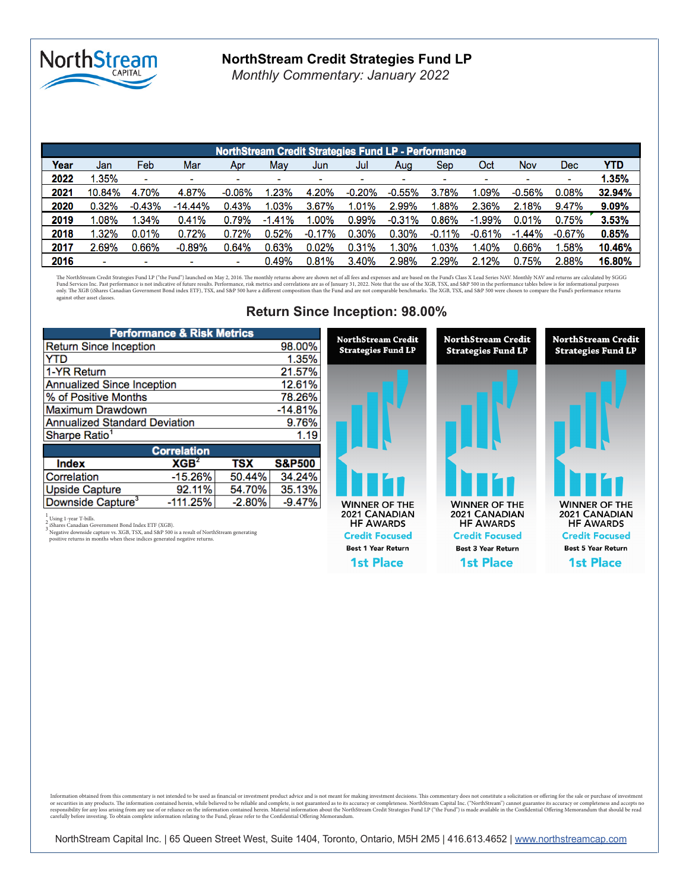# NorthStream Credit Strategies Fund LP

*Monthly Commentary: January 2022*

| NorthStream Credit Strategies Fund LP - Performance | | | | | | | | | | | | | |
|---|---|---|---|---|---|---|---|---|---|---|---|---|---|
| **Year** | Jan | Feb | Mar | Apr | May | Jun | Jul | Aug | Sep | Oct | Nov | Dec | **YTD** |
| **2022** | 1.35% | - | - | - | - | - | - | - | - | - | - | - | **1.35%** |
| **2021** | 10.84% | 4.70% | 4.87% | -0.06% | 1.23% | 4.20% | -0.20% | -0.55% | 3.78% | 1.09% | -0.56% | 0.08% | **32.94%** |
| **2020** | 0.32% | -0.43% | -14.44% | 0.43% | 1.03% | 3.67% | 1.01% | 2.99% | 1.88% | 2.36% | 2.18% | 9.47% | **9.09%** |
| **2019** | 1.08% | 1.34% | 0.41% | 0.79% | -1.41% | 1.00% | 0.99% | -0.31% | 0.86% | -1.99% | 0.01% | 0.75% | **3.53%** |
| **2018** | 1.32% | 0.01% | 0.72% | 0.72% | 0.52% | -0.17% | 0.30% | 0.30% | -0.11% | -0.61% | -1.44% | -0.67% | **0.85%** |
| **2017** | 2.69% | 0.66% | -0.89% | 0.64% | 0.63% | 0.02% | 0.31% | 1.30% | 1.03% | 1.40% | 0.66% | 1.58% | **10.46%** |
| **2016** | - | - | - | - | 0.49% | 0.81% | 3.40% | 2.98% | 2.29% | 2.12% | 0.75% | 2.88% | **16.80%** |

The NorthStream Credit Strategies Fund LP ("the Fund") launched on May 2, 2016. The monthly returns above are shown net of all fees and expenses and are based on the Fund's Class X Lead Series NAV. Monthly NAV and returns are calculated by SGGG Fund Services Inc. Past performance is not indicative of future results. Performance, risk metrics and correlations are as of January 31, 2022. Note that the use of the XGB, TSX, and S&P 500 in the performance tables below is for informational purposes only. The XGB (iShares Canadian Government Bond index ETF), TSX, and S&P 500 have a different composition than the Fund and are not comparable benchmarks. The XGB, TSX, and S&P 500 were chosen to compare the Fund's performance returns against other asset classes.

## Return Since Inception: 98.00%

| Performance & Risk Metrics | |
|---|---|
| Return Since Inception | 98.00% |
| YTD | 1.35% |
| 1-YR Return | 21.57% |
| Annualized Since Inception | 12.61% |
| % of Positive Months | 78.26% |
| Maximum Drawdown | -14.81% |
| Annualized Standard Deviation | 9.76% |
| Sharpe Ratio[1] | 1.19 |

| Correlation | | | |
|---|---|---|---|
| **Index** | **XGB[2]** | **TSX** | **S&P500** |
| Correlation | -15.26% | 50.44% | 34.24% |
| Upside Capture | 92.11% | 54.70% | 35.13% |
| Downside Capture[3] | -111.25% | -2.80% | -9.47% |

[1] Using 1-year T-bills.
[2] iShares Canadian Government Bond Index ETF (XGB).
[3] Negative downside capture vs. XGB, TSX, and S&P 500 is a result of NorthStream generating positive returns in months when these indices generated negative returns.

NorthStream Credit Strategies Fund LP
WINNER OF THE 2021 CANADIAN HF AWARDS
Credit Focused
Best 1 Year Return
1st Place

NorthStream Credit Strategies Fund LP
WINNER OF THE 2021 CANADIAN HF AWARDS
Credit Focused
Best 3 Year Return
1st Place

NorthStream Credit Strategies Fund LP
WINNER OF THE 2021 CANADIAN HF AWARDS
Credit Focused
Best 5 Year Return
1st Place

Information obtained from this commentary is not intended to be used as financial or investment product advice and is not meant for making investment decisions. This commentary does not constitute a solicitation or offering for the sale or purchase of investment or securities in any products. The information contained herein, while believed to be reliable and complete, is not guaranteed as to its accuracy or completeness. NorthStream Capital Inc. ("NorthStream") cannot guarantee its accuracy or completeness and accepts no responsibility for any loss arising from any use of or reliance on the information contained herein. Material information about the NorthStream Credit Strategies Fund LP ("the Fund") is made available in the Confidential Offering Memorandum that should be read carefully before investing. To obtain complete information relating to the Fund, please refer to the Confidential Offering Memorandum.

NorthStream Capital Inc. | 65 Queen Street West, Suite 1404, Toronto, Ontario, M5H 2M5 | 416.613.4652 | www.northstreamcap.com